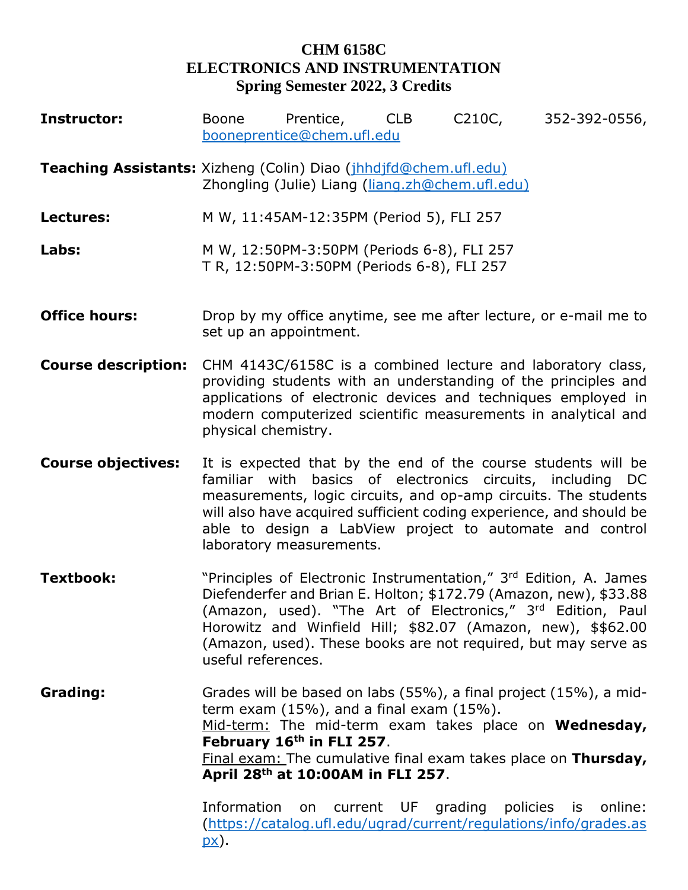# CHM 6158C
# ELECTRONICS AND INSTRUMENTATION
## Spring Semester 2022, 3 Credits

**Instructor:** Boone Prentice, CLB C210C, 352-392-0556, booneprentice@chem.ufl.edu

**Teaching Assistants:** Xizheng (Colin) Diao (jhhdjfd@chem.ufl.edu)
Zhongling (Julie) Liang (liang.zh@chem.ufl.edu)

**Lectures:** M W, 11:45AM-12:35PM (Period 5), FLI 257

**Labs:** M W, 12:50PM-3:50PM (Periods 6-8), FLI 257
T R, 12:50PM-3:50PM (Periods 6-8), FLI 257

**Office hours:** Drop by my office anytime, see me after lecture, or e-mail me to set up an appointment.

**Course description:** CHM 4143C/6158C is a combined lecture and laboratory class, providing students with an understanding of the principles and applications of electronic devices and techniques employed in modern computerized scientific measurements in analytical and physical chemistry.

**Course objectives:** It is expected that by the end of the course students will be familiar with basics of electronics circuits, including DC measurements, logic circuits, and op-amp circuits. The students will also have acquired sufficient coding experience, and should be able to design a LabView project to automate and control laboratory measurements.

**Textbook:** "Principles of Electronic Instrumentation," 3rd Edition, A. James Diefenderfer and Brian E. Holton; $172.79 (Amazon, new), $33.88 (Amazon, used). "The Art of Electronics," 3rd Edition, Paul Horowitz and Winfield Hill; $82.07 (Amazon, new), $$62.00 (Amazon, used). These books are not required, but may serve as useful references.

**Grading:** Grades will be based on labs (55%), a final project (15%), a mid-term exam (15%), and a final exam (15%).
Mid-term: The mid-term exam takes place on **Wednesday, February 16th in FLI 257**.
Final exam: The cumulative final exam takes place on **Thursday, April 28th at 10:00AM in FLI 257**.

Information on current UF grading policies is online: (https://catalog.ufl.edu/ugrad/current/regulations/info/grades.aspx).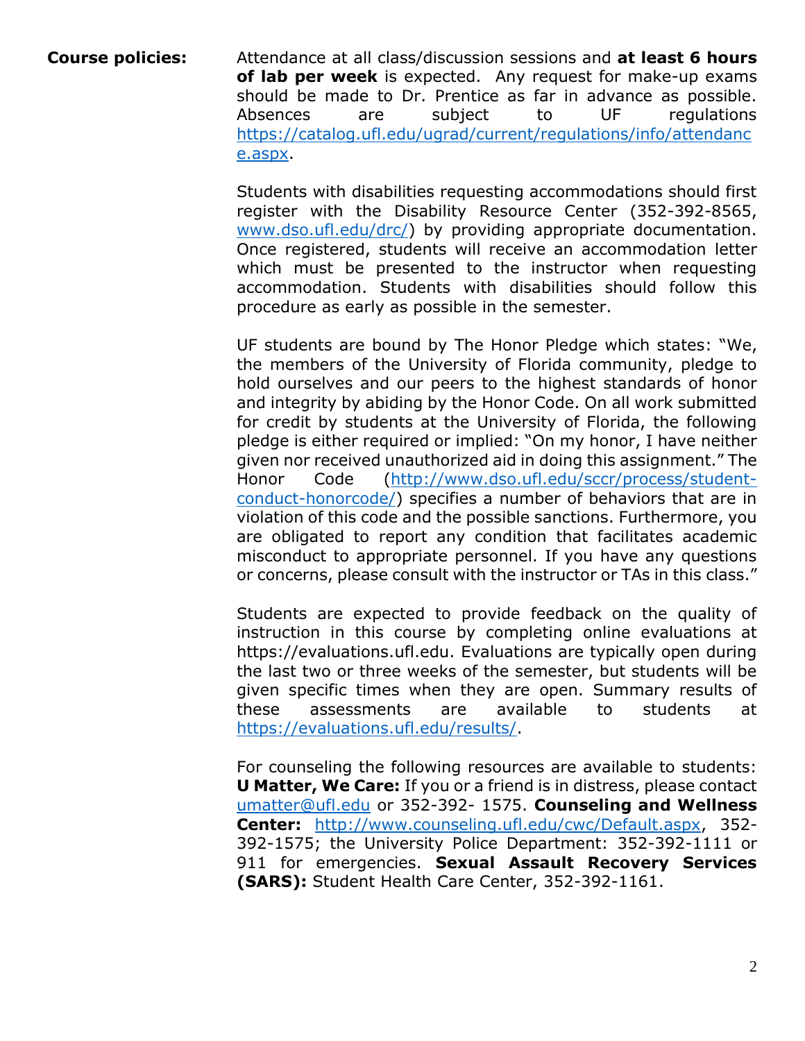**Course policies:**

Attendance at all class/discussion sessions and **at least 6 hours of lab per week** is expected. Any request for make-up exams should be made to Dr. Prentice as far in advance as possible. Absences are subject to UF regulations https://catalog.ufl.edu/ugrad/current/regulations/info/attendance.aspx.

Students with disabilities requesting accommodations should first register with the Disability Resource Center (352-392-8565, www.dso.ufl.edu/drc/) by providing appropriate documentation. Once registered, students will receive an accommodation letter which must be presented to the instructor when requesting accommodation. Students with disabilities should follow this procedure as early as possible in the semester.

UF students are bound by The Honor Pledge which states: "We, the members of the University of Florida community, pledge to hold ourselves and our peers to the highest standards of honor and integrity by abiding by the Honor Code. On all work submitted for credit by students at the University of Florida, the following pledge is either required or implied: "On my honor, I have neither given nor received unauthorized aid in doing this assignment." The Honor Code (http://www.dso.ufl.edu/sccr/process/student-conduct-honorcode/) specifies a number of behaviors that are in violation of this code and the possible sanctions. Furthermore, you are obligated to report any condition that facilitates academic misconduct to appropriate personnel. If you have any questions or concerns, please consult with the instructor or TAs in this class."

Students are expected to provide feedback on the quality of instruction in this course by completing online evaluations at https://evaluations.ufl.edu. Evaluations are typically open during the last two or three weeks of the semester, but students will be given specific times when they are open. Summary results of these assessments are available to students at https://evaluations.ufl.edu/results/.

For counseling the following resources are available to students: **U Matter, We Care:** If you or a friend is in distress, please contact umatter@ufl.edu or 352-392- 1575. **Counseling and Wellness Center:** http://www.counseling.ufl.edu/cwc/Default.aspx, 352-392-1575; the University Police Department: 352-392-1111 or 911 for emergencies. **Sexual Assault Recovery Services (SARS):** Student Health Care Center, 352-392-1161.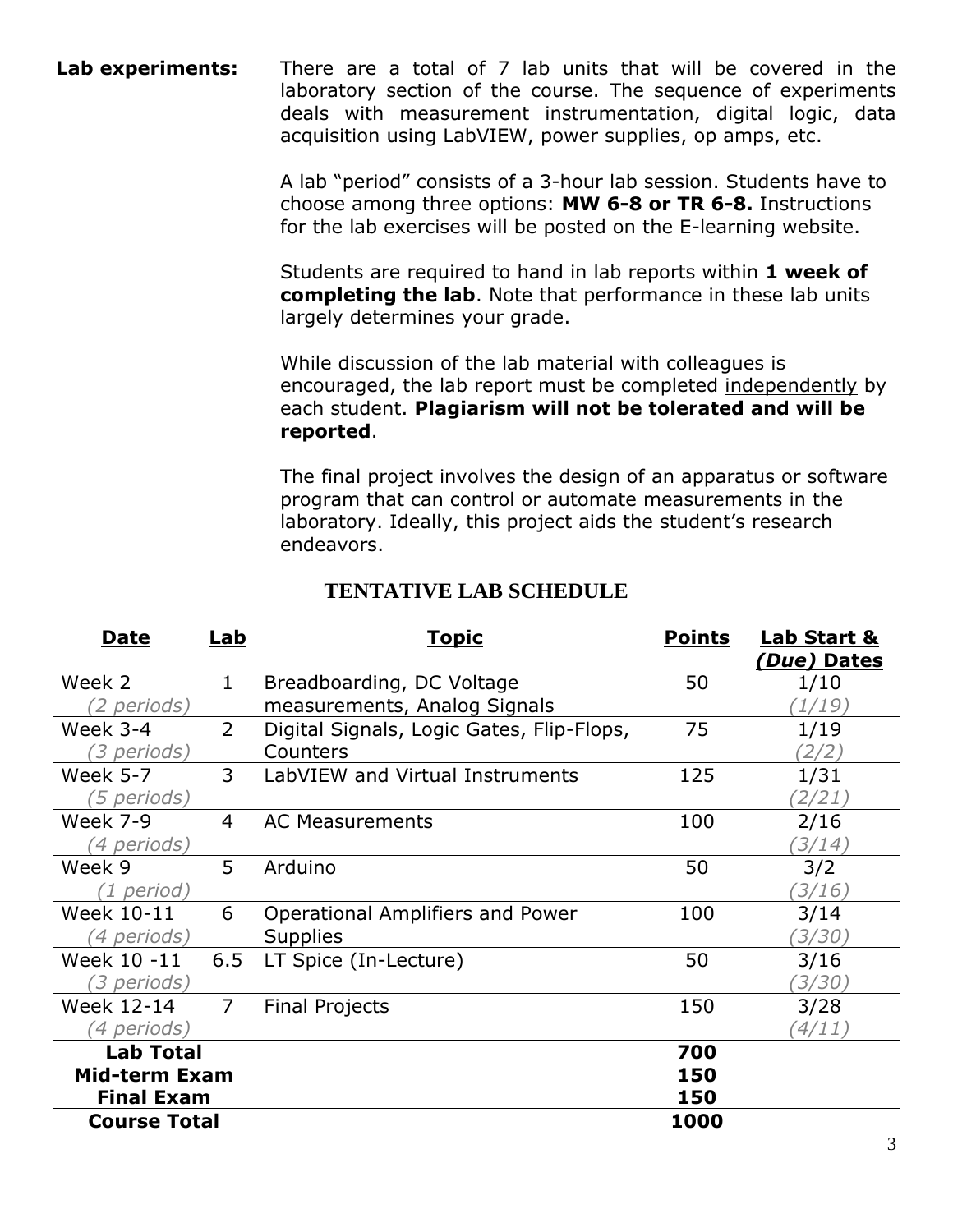**Lab experiments:** There are a total of 7 lab units that will be covered in the laboratory section of the course. The sequence of experiments deals with measurement instrumentation, digital logic, data acquisition using LabVIEW, power supplies, op amps, etc.

A lab "period" consists of a 3-hour lab session. Students have to choose among three options: **MW 6-8 or TR 6-8.** Instructions for the lab exercises will be posted on the E-learning website.

Students are required to hand in lab reports within **1 week of completing the lab**. Note that performance in these lab units largely determines your grade.

While discussion of the lab material with colleagues is encouraged, the lab report must be completed independently by each student. **Plagiarism will not be tolerated and will be reported**.

The final project involves the design of an apparatus or software program that can control or automate measurements in the laboratory. Ideally, this project aids the student's research endeavors.

## TENTATIVE LAB SCHEDULE

| Date | Lab | Topic | Points | Lab Start & *(Due)* Dates |
|---|---|---|---|---|
| Week 2 *(2 periods)* | 1 | Breadboarding, DC Voltage measurements, Analog Signals | 50 | 1/10 *(1/19)* |
| Week 3-4 *(3 periods)* | 2 | Digital Signals, Logic Gates, Flip-Flops, Counters | 75 | 1/19 *(2/2)* |
| Week 5-7 *(5 periods)* | 3 | LabVIEW and Virtual Instruments | 125 | 1/31 *(2/21)* |
| Week 7-9 *(4 periods)* | 4 | AC Measurements | 100 | 2/16 *(3/14)* |
| Week 9 *(1 period)* | 5 | Arduino | 50 | 3/2 *(3/16)* |
| Week 10-11 *(4 periods)* | 6 | Operational Amplifiers and Power Supplies | 100 | 3/14 *(3/30)* |
| Week 10 -11 *(3 periods)* | 6.5 | LT Spice (In-Lecture) | 50 | 3/16 *(3/30)* |
| Week 12-14 *(4 periods)* | 7 | Final Projects | 150 | 3/28 *(4/11)* |
| **Lab Total** | | | **700** | |
| **Mid-term Exam** | | | **150** | |
| **Final Exam** | | | **150** | |
| **Course Total** | | | **1000** | |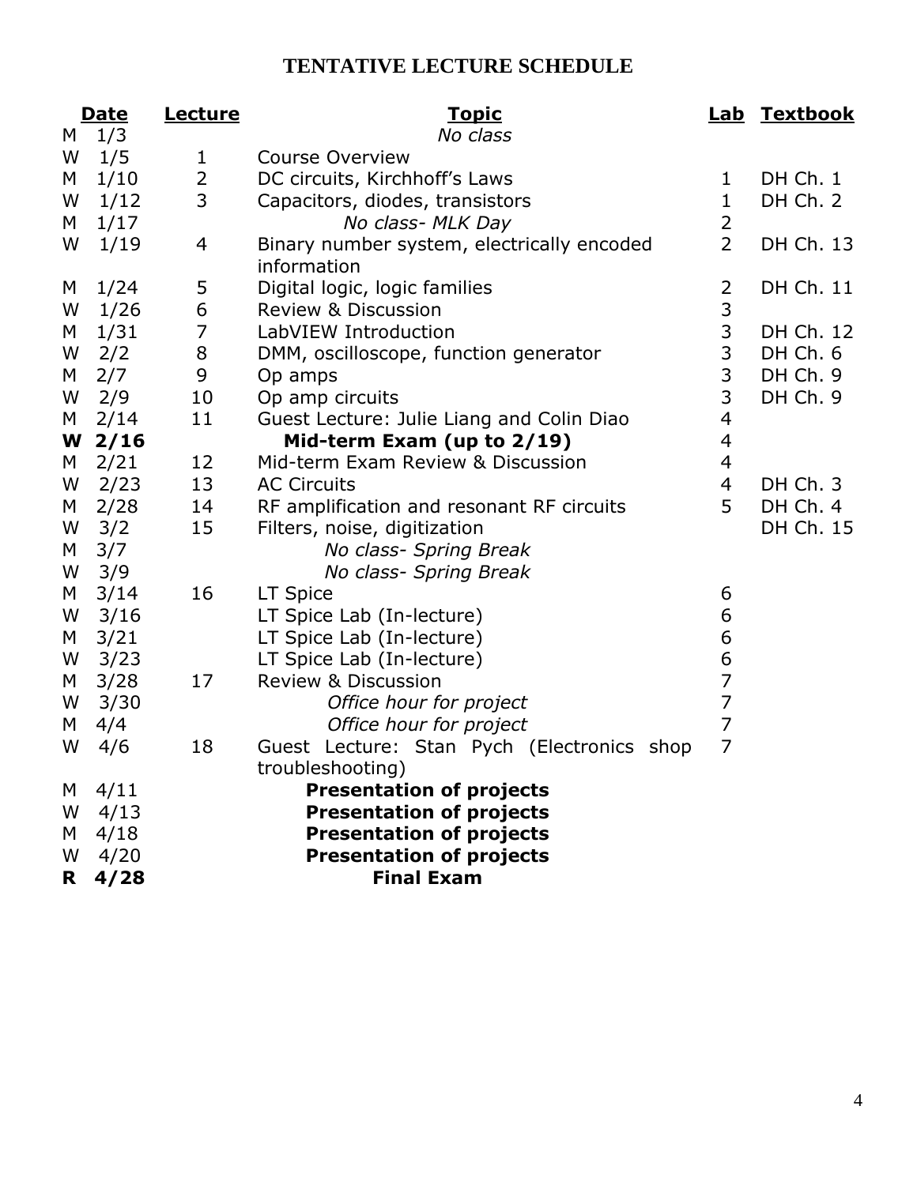# TENTATIVE LECTURE SCHEDULE

| Date | | Lecture | Topic | Lab | Textbook |
|---|---|---|---|---|---|
| M | 1/3 | | *No class* | | |
| W | 1/5 | 1 | Course Overview | | |
| M | 1/10 | 2 | DC circuits, Kirchhoff's Laws | 1 | DH Ch. 1 |
| W | 1/12 | 3 | Capacitors, diodes, transistors | 1 | DH Ch. 2 |
| M | 1/17 | | *No class- MLK Day* | 2 | |
| W | 1/19 | 4 | Binary number system, electrically encoded information | 2 | DH Ch. 13 |
| M | 1/24 | 5 | Digital logic, logic families | 2 | DH Ch. 11 |
| W | 1/26 | 6 | Review & Discussion | 3 | |
| M | 1/31 | 7 | LabVIEW Introduction | 3 | DH Ch. 12 |
| W | 2/2 | 8 | DMM, oscilloscope, function generator | 3 | DH Ch. 6 |
| M | 2/7 | 9 | Op amps | 3 | DH Ch. 9 |
| W | 2/9 | 10 | Op amp circuits | 3 | DH Ch. 9 |
| M | 2/14 | 11 | Guest Lecture: Julie Liang and Colin Diao | 4 | |
| **W** | **2/16** | | **Mid-term Exam (up to 2/19)** | 4 | |
| M | 2/21 | 12 | Mid-term Exam Review & Discussion | 4 | |
| W | 2/23 | 13 | AC Circuits | 4 | DH Ch. 3 |
| M | 2/28 | 14 | RF amplification and resonant RF circuits | 5 | DH Ch. 4 |
| W | 3/2 | 15 | Filters, noise, digitization | | DH Ch. 15 |
| M | 3/7 | | *No class- Spring Break* | | |
| W | 3/9 | | *No class- Spring Break* | | |
| M | 3/14 | 16 | LT Spice | 6 | |
| W | 3/16 | | LT Spice Lab (In-lecture) | 6 | |
| M | 3/21 | | LT Spice Lab (In-lecture) | 6 | |
| W | 3/23 | | LT Spice Lab (In-lecture) | 6 | |
| M | 3/28 | 17 | Review & Discussion | 7 | |
| W | 3/30 | | *Office hour for project* | 7 | |
| M | 4/4 | | *Office hour for project* | 7 | |
| W | 4/6 | 18 | Guest Lecture: Stan Pych (Electronics shop troubleshooting) | 7 | |
| M | 4/11 | | **Presentation of projects** | | |
| W | 4/13 | | **Presentation of projects** | | |
| M | 4/18 | | **Presentation of projects** | | |
| W | 4/20 | | **Presentation of projects** | | |
| **R** | **4/28** | | **Final Exam** | | |